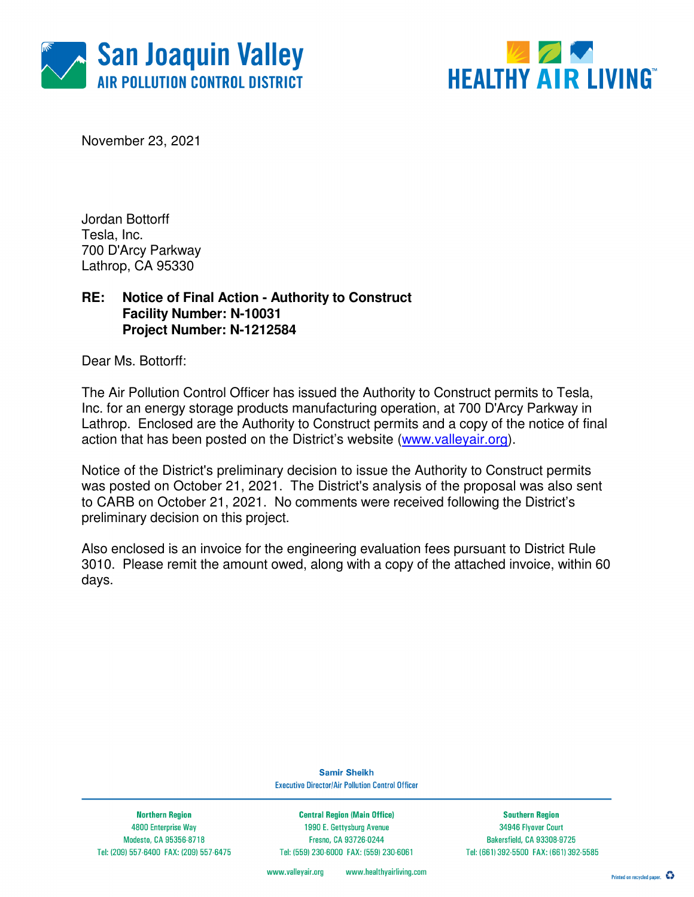San Joaquin Valley
AIR POLLUTION CONTROL DISTRICT

HEALTHY AIR LIVING™

November 23, 2021

Jordan Bottorff
Tesla, Inc.
700 D'Arcy Parkway
Lathrop, CA 95330

**RE: Notice of Final Action - Authority to Construct**
**Facility Number: N-10031**
**Project Number: N-1212584**

Dear Ms. Bottorff:

The Air Pollution Control Officer has issued the Authority to Construct permits to Tesla, Inc. for an energy storage products manufacturing operation, at 700 D'Arcy Parkway in Lathrop. Enclosed are the Authority to Construct permits and a copy of the notice of final action that has been posted on the District's website (www.valleyair.org).

Notice of the District's preliminary decision to issue the Authority to Construct permits was posted on October 21, 2021. The District's analysis of the proposal was also sent to CARB on October 21, 2021. No comments were received following the District's preliminary decision on this project.

Also enclosed is an invoice for the engineering evaluation fees pursuant to District Rule 3010. Please remit the amount owed, along with a copy of the attached invoice, within 60 days.

**Samir Sheikh**
Executive Director/Air Pollution Control Officer

| Northern Region | Central Region (Main Office) | Southern Region |
|---|---|---|
| 4800 Enterprise Way | 1990 E. Gettysburg Avenue | 34946 Flyover Court |
| Modesto, CA 95356-8718 | Fresno, CA 93726-0244 | Bakersfield, CA 93308-9725 |
| Tel: (209) 557-6400 FAX: (209) 557-6475 | Tel: (559) 230-6000 FAX: (559) 230-6061 | Tel: (661) 392-5500 FAX: (661) 392-5585 |

www.valleyair.org www.healthyairliving.com

Printed on recycled paper.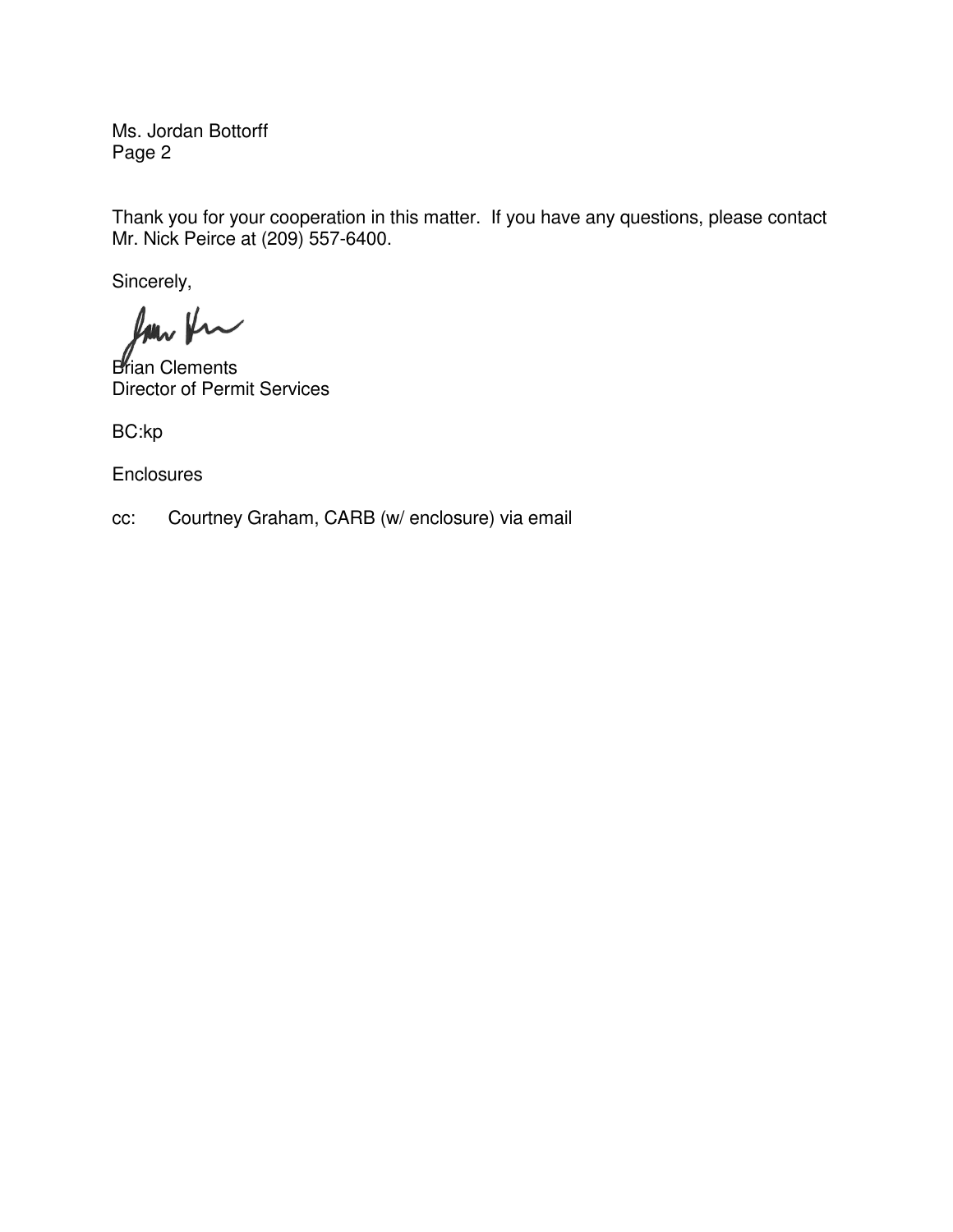Ms. Jordan Bottorff

Thank you for your cooperation in this matter. If you have any questions, please contact Mr. Nick Peirce at (209) 557-6400.

Sincerely,

Brian Clements
Director of Permit Services

BC:kp

Enclosures

cc: Courtney Graham, CARB (w/ enclosure) via email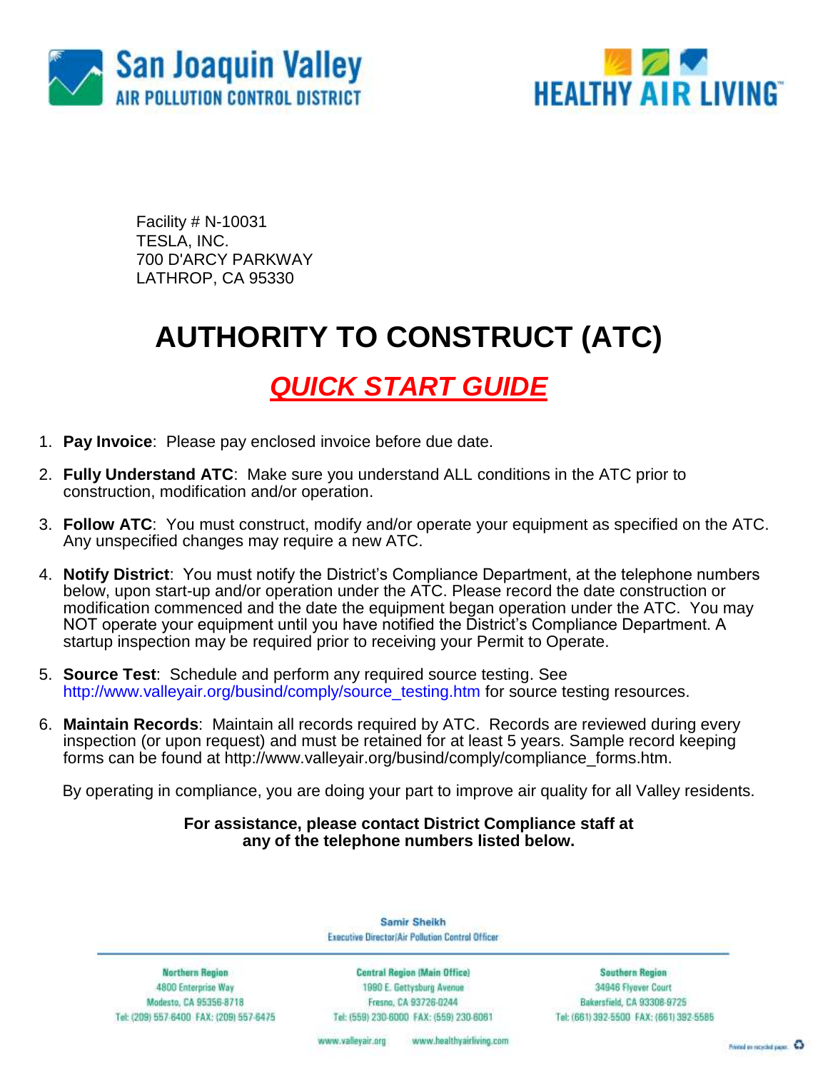San Joaquin Valley
AIR POLLUTION CONTROL DISTRICT

HEALTHY AIR LIVING™

Facility # N-10031
TESLA, INC.
700 D'ARCY PARKWAY
LATHROP, CA 95330

# AUTHORITY TO CONSTRUCT (ATC)

## *QUICK START GUIDE*

1. **Pay Invoice**: Please pay enclosed invoice before due date.
2. **Fully Understand ATC**: Make sure you understand ALL conditions in the ATC prior to construction, modification and/or operation.
3. **Follow ATC**: You must construct, modify and/or operate your equipment as specified on the ATC. Any unspecified changes may require a new ATC.
4. **Notify District**: You must notify the District's Compliance Department, at the telephone numbers below, upon start-up and/or operation under the ATC. Please record the date construction or modification commenced and the date the equipment began operation under the ATC. You may NOT operate your equipment until you have notified the District's Compliance Department. A startup inspection may be required prior to receiving your Permit to Operate.
5. **Source Test**: Schedule and perform any required source testing. See http://www.valleyair.org/busind/comply/source_testing.htm for source testing resources.
6. **Maintain Records**: Maintain all records required by ATC. Records are reviewed during every inspection (or upon request) and must be retained for at least 5 years. Sample record keeping forms can be found at http://www.valleyair.org/busind/comply/compliance_forms.htm.

By operating in compliance, you are doing your part to improve air quality for all Valley residents.

**For assistance, please contact District Compliance staff at any of the telephone numbers listed below.**

Samir Sheikh
Executive Director/Air Pollution Control Officer

| Northern Region | Central Region (Main Office) | Southern Region |
|---|---|---|
| 4800 Enterprise Way | 1990 E. Gettysburg Avenue | 34946 Flyover Court |
| Modesto, CA 95356-8718 | Fresno, CA 93726-0244 | Bakersfield, CA 93308-9725 |
| Tel: (209) 557-6400 FAX: (209) 557-6475 | Tel: (559) 230-6000 FAX: (559) 230-6061 | Tel: (661) 392-5500 FAX: (661) 392-5585 |

www.valleyair.org www.healthyairliving.com

Printed on recycled paper.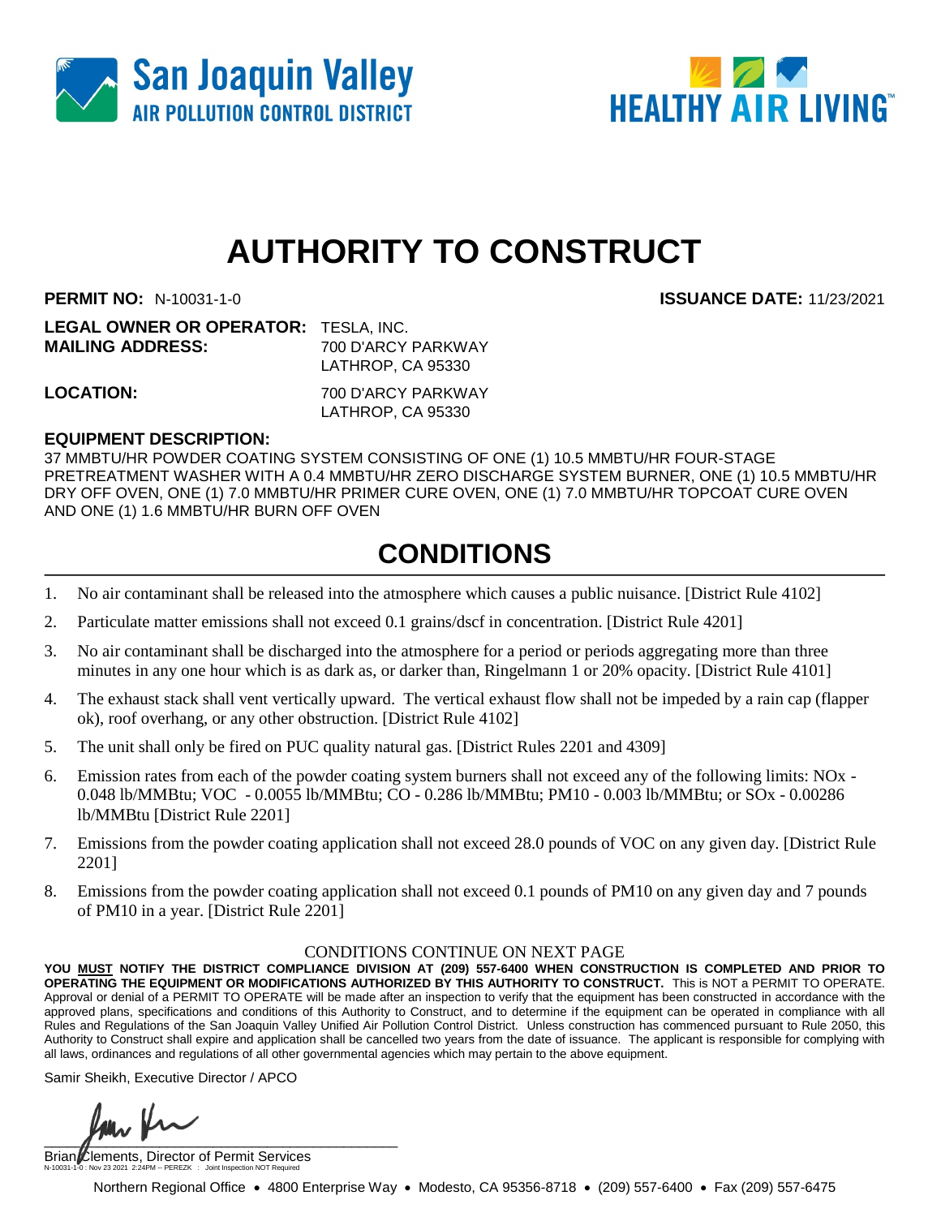San Joaquin Valley
AIR POLLUTION CONTROL DISTRICT

HEALTHY AIR LIVING™

# AUTHORITY TO CONSTRUCT

**PERMIT NO:** N-10031-1-0 **ISSUANCE DATE:** 11/23/2021

**LEGAL OWNER OR OPERATOR:** TESLA, INC.
**MAILING ADDRESS:** 700 D'ARCY PARKWAY
LATHROP, CA 95330

**LOCATION:** 700 D'ARCY PARKWAY
LATHROP, CA 95330

**EQUIPMENT DESCRIPTION:**
37 MMBTU/HR POWDER COATING SYSTEM CONSISTING OF ONE (1) 10.5 MMBTU/HR FOUR-STAGE PRETREATMENT WASHER WITH A 0.4 MMBTU/HR ZERO DISCHARGE SYSTEM BURNER, ONE (1) 10.5 MMBTU/HR DRY OFF OVEN, ONE (1) 7.0 MMBTU/HR PRIMER CURE OVEN, ONE (1) 7.0 MMBTU/HR TOPCOAT CURE OVEN AND ONE (1) 1.6 MMBTU/HR BURN OFF OVEN

## CONDITIONS

1. No air contaminant shall be released into the atmosphere which causes a public nuisance. [District Rule 4102]
2. Particulate matter emissions shall not exceed 0.1 grains/dscf in concentration. [District Rule 4201]
3. No air contaminant shall be discharged into the atmosphere for a period or periods aggregating more than three minutes in any one hour which is as dark as, or darker than, Ringelmann 1 or 20% opacity. [District Rule 4101]
4. The exhaust stack shall vent vertically upward. The vertical exhaust flow shall not be impeded by a rain cap (flapper ok), roof overhang, or any other obstruction. [District Rule 4102]
5. The unit shall only be fired on PUC quality natural gas. [District Rules 2201 and 4309]
6. Emission rates from each of the powder coating system burners shall not exceed any of the following limits: NOx - 0.048 lb/MMBtu; VOC - 0.0055 lb/MMBtu; CO - 0.286 lb/MMBtu; PM10 - 0.003 lb/MMBtu; or SOx - 0.00286 lb/MMBtu [District Rule 2201]
7. Emissions from the powder coating application shall not exceed 28.0 pounds of VOC on any given day. [District Rule 2201]
8. Emissions from the powder coating application shall not exceed 0.1 pounds of PM10 on any given day and 7 pounds of PM10 in a year. [District Rule 2201]

CONDITIONS CONTINUE ON NEXT PAGE

**YOU MUST NOTIFY THE DISTRICT COMPLIANCE DIVISION AT (209) 557-6400 WHEN CONSTRUCTION IS COMPLETED AND PRIOR TO OPERATING THE EQUIPMENT OR MODIFICATIONS AUTHORIZED BY THIS AUTHORITY TO CONSTRUCT.** This is NOT a PERMIT TO OPERATE. Approval or denial of a PERMIT TO OPERATE will be made after an inspection to verify that the equipment has been constructed in accordance with the approved plans, specifications and conditions of this Authority to Construct, and to determine if the equipment can be operated in compliance with all Rules and Regulations of the San Joaquin Valley Unified Air Pollution Control District. Unless construction has commenced pursuant to Rule 2050, this Authority to Construct shall expire and application shall be cancelled two years from the date of issuance. The applicant is responsible for complying with all laws, ordinances and regulations of all other governmental agencies which may pertain to the above equipment.

Samir Sheikh, Executive Director / APCO

Brian Clements, Director of Permit Services

N-10031-1-0 : Nov 23 2021 2:24PM -- PEREZK : Joint Inspection NOT Required

Northern Regional Office • 4800 Enterprise Way • Modesto, CA 95356-8718 • (209) 557-6400 • Fax (209) 557-6475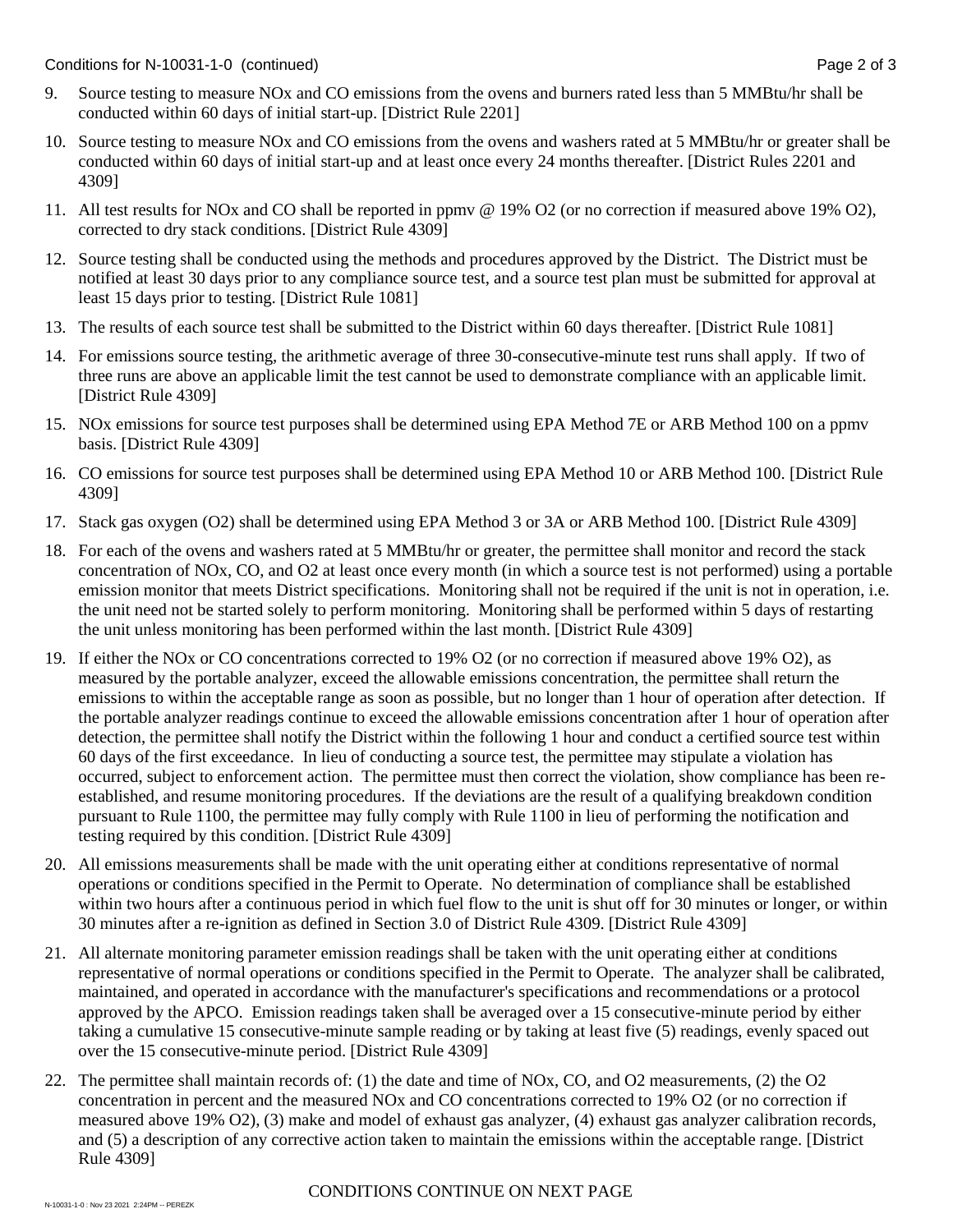9. Source testing to measure NOx and CO emissions from the ovens and burners rated less than 5 MMBtu/hr shall be conducted within 60 days of initial start-up. [District Rule 2201]

10. Source testing to measure NOx and CO emissions from the ovens and washers rated at 5 MMBtu/hr or greater shall be conducted within 60 days of initial start-up and at least once every 24 months thereafter. [District Rules 2201 and 4309]

11. All test results for NOx and CO shall be reported in ppmv @ 19% $O_2$ (or no correction if measured above 19% $O_2$), corrected to dry stack conditions. [District Rule 4309]

12. Source testing shall be conducted using the methods and procedures approved by the District. The District must be notified at least 30 days prior to any compliance source test, and a source test plan must be submitted for approval at least 15 days prior to testing. [District Rule 1081]

13. The results of each source test shall be submitted to the District within 60 days thereafter. [District Rule 1081]

14. For emissions source testing, the arithmetic average of three 30-consecutive-minute test runs shall apply. If two of three runs are above an applicable limit the test cannot be used to demonstrate compliance with an applicable limit. [District Rule 4309]

15. NOx emissions for source test purposes shall be determined using EPA Method 7E or ARB Method 100 on a ppmv basis. [District Rule 4309]

16. CO emissions for source test purposes shall be determined using EPA Method 10 or ARB Method 100. [District Rule 4309]

17. Stack gas oxygen ($O_2$) shall be determined using EPA Method 3 or 3A or ARB Method 100. [District Rule 4309]

18. For each of the ovens and washers rated at 5 MMBtu/hr or greater, the permittee shall monitor and record the stack concentration of NOx, CO, and $O_2$ at least once every month (in which a source test is not performed) using a portable emission monitor that meets District specifications. Monitoring shall not be required if the unit is not in operation, i.e. the unit need not be started solely to perform monitoring. Monitoring shall be performed within 5 days of restarting the unit unless monitoring has been performed within the last month. [District Rule 4309]

19. If either the NOx or CO concentrations corrected to 19% $O_2$ (or no correction if measured above 19% $O_2$), as measured by the portable analyzer, exceed the allowable emissions concentration, the permittee shall return the emissions to within the acceptable range as soon as possible, but no longer than 1 hour of operation after detection. If the portable analyzer readings continue to exceed the allowable emissions concentration after 1 hour of operation after detection, the permittee shall notify the District within the following 1 hour and conduct a certified source test within 60 days of the first exceedance. In lieu of conducting a source test, the permittee may stipulate a violation has occurred, subject to enforcement action. The permittee must then correct the violation, show compliance has been re-established, and resume monitoring procedures. If the deviations are the result of a qualifying breakdown condition pursuant to Rule 1100, the permittee may fully comply with Rule 1100 in lieu of performing the notification and testing required by this condition. [District Rule 4309]

20. All emissions measurements shall be made with the unit operating either at conditions representative of normal operations or conditions specified in the Permit to Operate. No determination of compliance shall be established within two hours after a continuous period in which fuel flow to the unit is shut off for 30 minutes or longer, or within 30 minutes after a re-ignition as defined in Section 3.0 of District Rule 4309. [District Rule 4309]

21. All alternate monitoring parameter emission readings shall be taken with the unit operating either at conditions representative of normal operations or conditions specified in the Permit to Operate. The analyzer shall be calibrated, maintained, and operated in accordance with the manufacturer's specifications and recommendations or a protocol approved by the APCO. Emission readings taken shall be averaged over a 15 consecutive-minute period by either taking a cumulative 15 consecutive-minute sample reading or by taking at least five (5) readings, evenly spaced out over the 15 consecutive-minute period. [District Rule 4309]

22. The permittee shall maintain records of: (1) the date and time of NOx, CO, and $O_2$ measurements, (2) the $O_2$ concentration in percent and the measured NOx and CO concentrations corrected to 19% $O_2$ (or no correction if measured above 19% $O_2$), (3) make and model of exhaust gas analyzer, (4) exhaust gas analyzer calibration records, and (5) a description of any corrective action taken to maintain the emissions within the acceptable range. [District Rule 4309]

CONDITIONS CONTINUE ON NEXT PAGE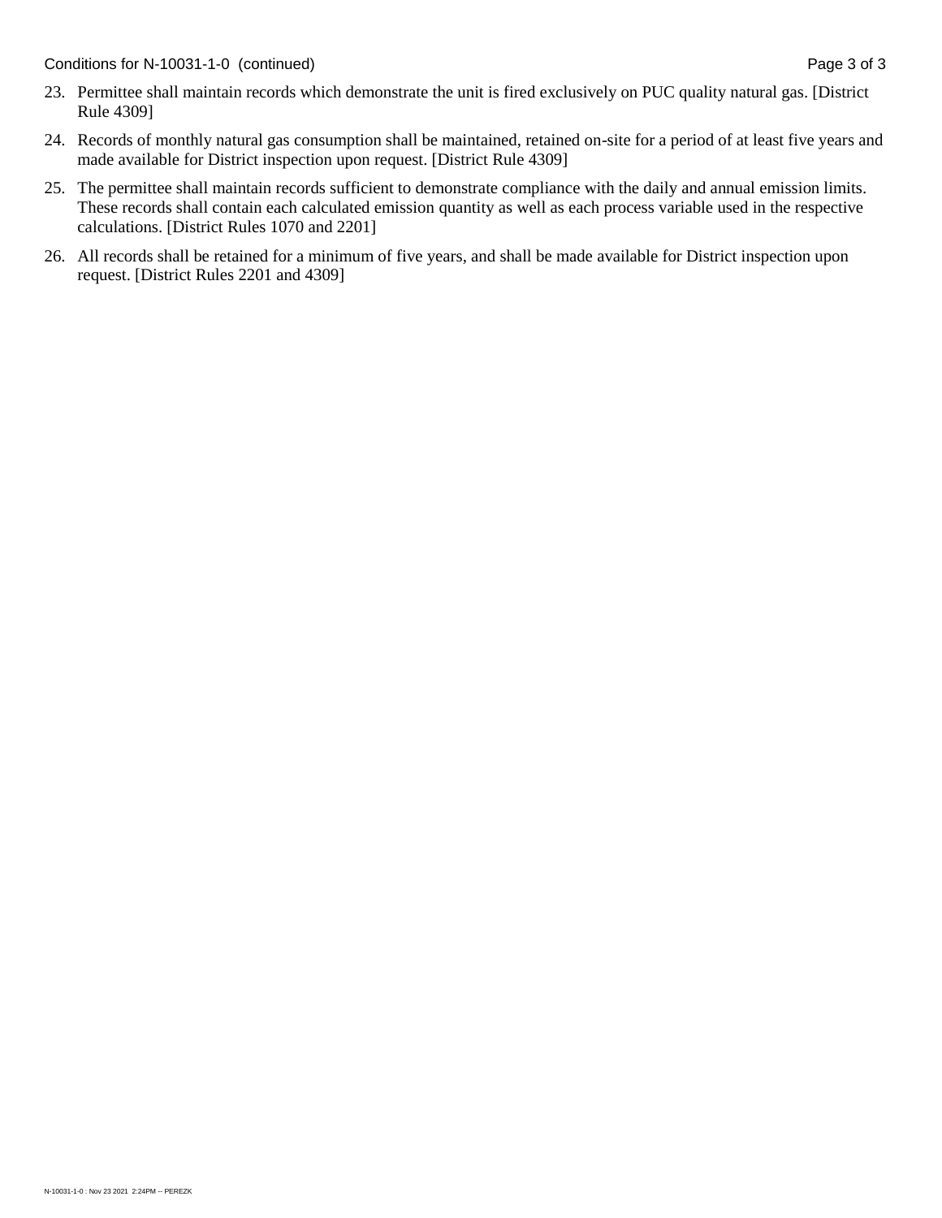23. Permittee shall maintain records which demonstrate the unit is fired exclusively on PUC quality natural gas. [District Rule 4309]
24. Records of monthly natural gas consumption shall be maintained, retained on-site for a period of at least five years and made available for District inspection upon request. [District Rule 4309]
25. The permittee shall maintain records sufficient to demonstrate compliance with the daily and annual emission limits. These records shall contain each calculated emission quantity as well as each process variable used in the respective calculations. [District Rules 1070 and 2201]
26. All records shall be retained for a minimum of five years, and shall be made available for District inspection upon request. [District Rules 2201 and 4309]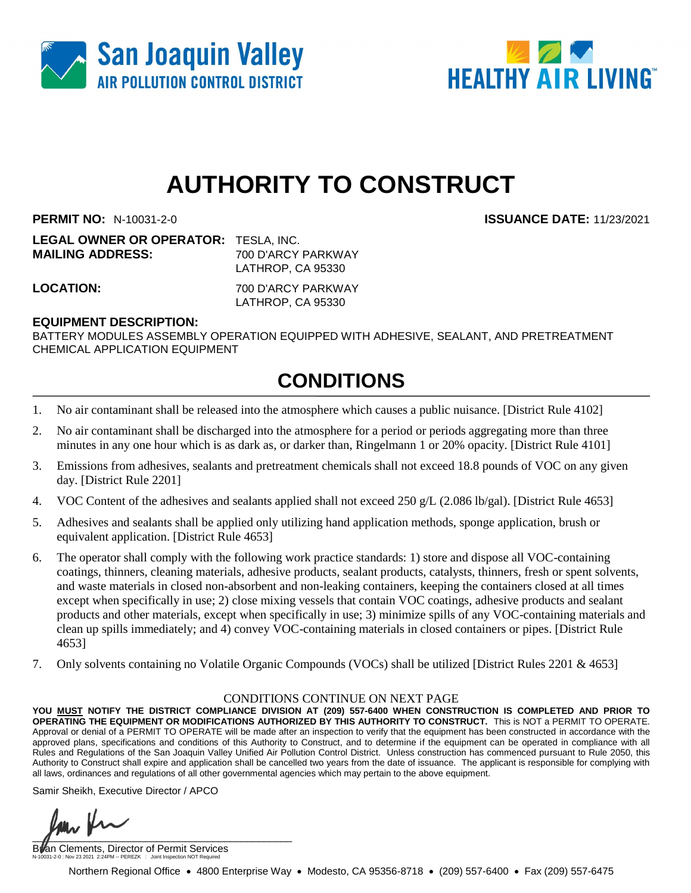San Joaquin Valley
AIR POLLUTION CONTROL DISTRICT

HEALTHY AIR LIVING

# AUTHORITY TO CONSTRUCT

**PERMIT NO:** N-10031-2-0 **ISSUANCE DATE:** 11/23/2021

**LEGAL OWNER OR OPERATOR:** TESLA, INC.
**MAILING ADDRESS:** 700 D'ARCY PARKWAY
LATHROP, CA 95330

**LOCATION:** 700 D'ARCY PARKWAY
LATHROP, CA 95330

**EQUIPMENT DESCRIPTION:**
BATTERY MODULES ASSEMBLY OPERATION EQUIPPED WITH ADHESIVE, SEALANT, AND PRETREATMENT CHEMICAL APPLICATION EQUIPMENT

## CONDITIONS

1. No air contaminant shall be released into the atmosphere which causes a public nuisance. [District Rule 4102]
2. No air contaminant shall be discharged into the atmosphere for a period or periods aggregating more than three minutes in any one hour which is as dark as, or darker than, Ringelmann 1 or 20% opacity. [District Rule 4101]
3. Emissions from adhesives, sealants and pretreatment chemicals shall not exceed 18.8 pounds of VOC on any given day. [District Rule 2201]
4. VOC Content of the adhesives and sealants applied shall not exceed 250 g/L (2.086 lb/gal). [District Rule 4653]
5. Adhesives and sealants shall be applied only utilizing hand application methods, sponge application, brush or equivalent application. [District Rule 4653]
6. The operator shall comply with the following work practice standards: 1) store and dispose all VOC-containing coatings, thinners, cleaning materials, adhesive products, sealant products, catalysts, thinners, fresh or spent solvents, and waste materials in closed non-absorbent and non-leaking containers, keeping the containers closed at all times except when specifically in use; 2) close mixing vessels that contain VOC coatings, adhesive products and sealant products and other materials, except when specifically in use; 3) minimize spills of any VOC-containing materials and clean up spills immediately; and 4) convey VOC-containing materials in closed containers or pipes. [District Rule 4653]
7. Only solvents containing no Volatile Organic Compounds (VOCs) shall be utilized [District Rules 2201 & 4653]

CONDITIONS CONTINUE ON NEXT PAGE

**YOU MUST NOTIFY THE DISTRICT COMPLIANCE DIVISION AT (209) 557-6400 WHEN CONSTRUCTION IS COMPLETED AND PRIOR TO OPERATING THE EQUIPMENT OR MODIFICATIONS AUTHORIZED BY THIS AUTHORITY TO CONSTRUCT.** This is NOT a PERMIT TO OPERATE. Approval or denial of a PERMIT TO OPERATE will be made after an inspection to verify that the equipment has been constructed in accordance with the approved plans, specifications and conditions of this Authority to Construct, and to determine if the equipment can be operated in compliance with all Rules and Regulations of the San Joaquin Valley Unified Air Pollution Control District. Unless construction has commenced pursuant to Rule 2050, this Authority to Construct shall expire and application shall be cancelled two years from the date of issuance. The applicant is responsible for complying with all laws, ordinances and regulations of all other governmental agencies which may pertain to the above equipment.

Samir Sheikh, Executive Director / APCO

Brian Clements, Director of Permit Services

N-10031-2-0 : Nov 23 2021 2:24PM -- PEREZK : Joint Inspection NOT Required

Northern Regional Office • 4800 Enterprise Way • Modesto, CA 95356-8718 • (209) 557-6400 • Fax (209) 557-6475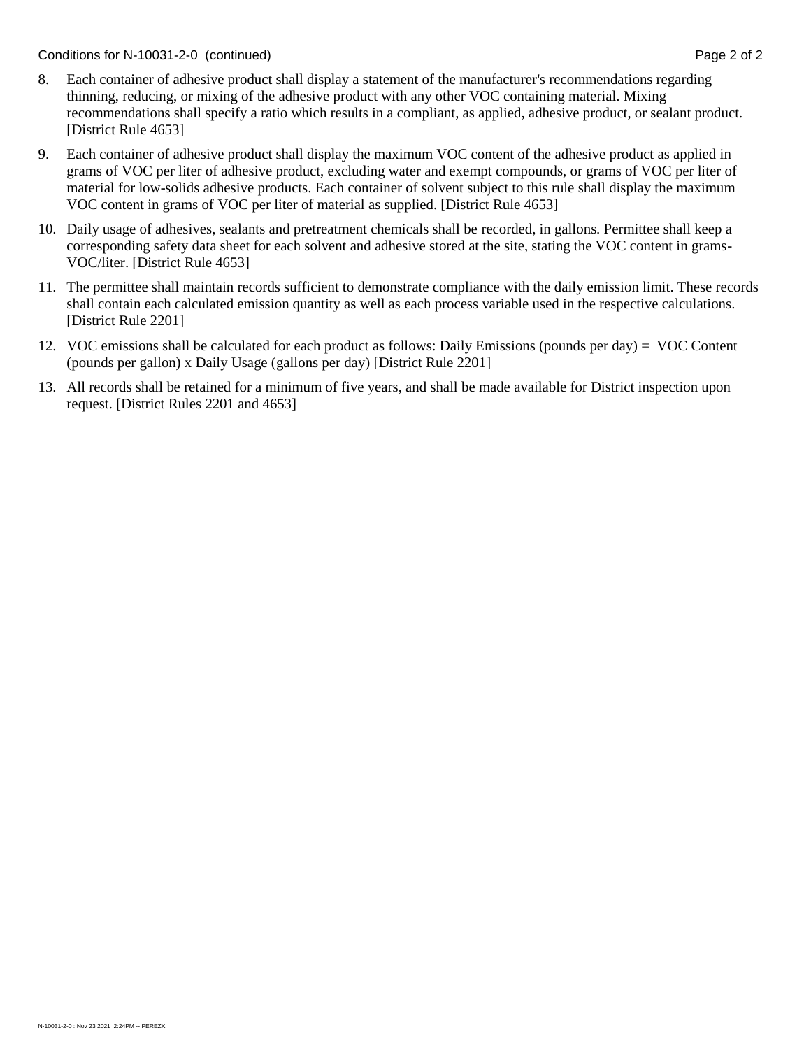8. Each container of adhesive product shall display a statement of the manufacturer's recommendations regarding thinning, reducing, or mixing of the adhesive product with any other VOC containing material. Mixing recommendations shall specify a ratio which results in a compliant, as applied, adhesive product, or sealant product. [District Rule 4653]

9. Each container of adhesive product shall display the maximum VOC content of the adhesive product as applied in grams of VOC per liter of adhesive product, excluding water and exempt compounds, or grams of VOC per liter of material for low-solids adhesive products. Each container of solvent subject to this rule shall display the maximum VOC content in grams of VOC per liter of material as supplied. [District Rule 4653]

10. Daily usage of adhesives, sealants and pretreatment chemicals shall be recorded, in gallons. Permittee shall keep a corresponding safety data sheet for each solvent and adhesive stored at the site, stating the VOC content in grams-VOC/liter. [District Rule 4653]

11. The permittee shall maintain records sufficient to demonstrate compliance with the daily emission limit. These records shall contain each calculated emission quantity as well as each process variable used in the respective calculations. [District Rule 2201]

12. VOC emissions shall be calculated for each product as follows: Daily Emissions (pounds per day) = VOC Content (pounds per gallon) x Daily Usage (gallons per day) [District Rule 2201]

13. All records shall be retained for a minimum of five years, and shall be made available for District inspection upon request. [District Rules 2201 and 4653]